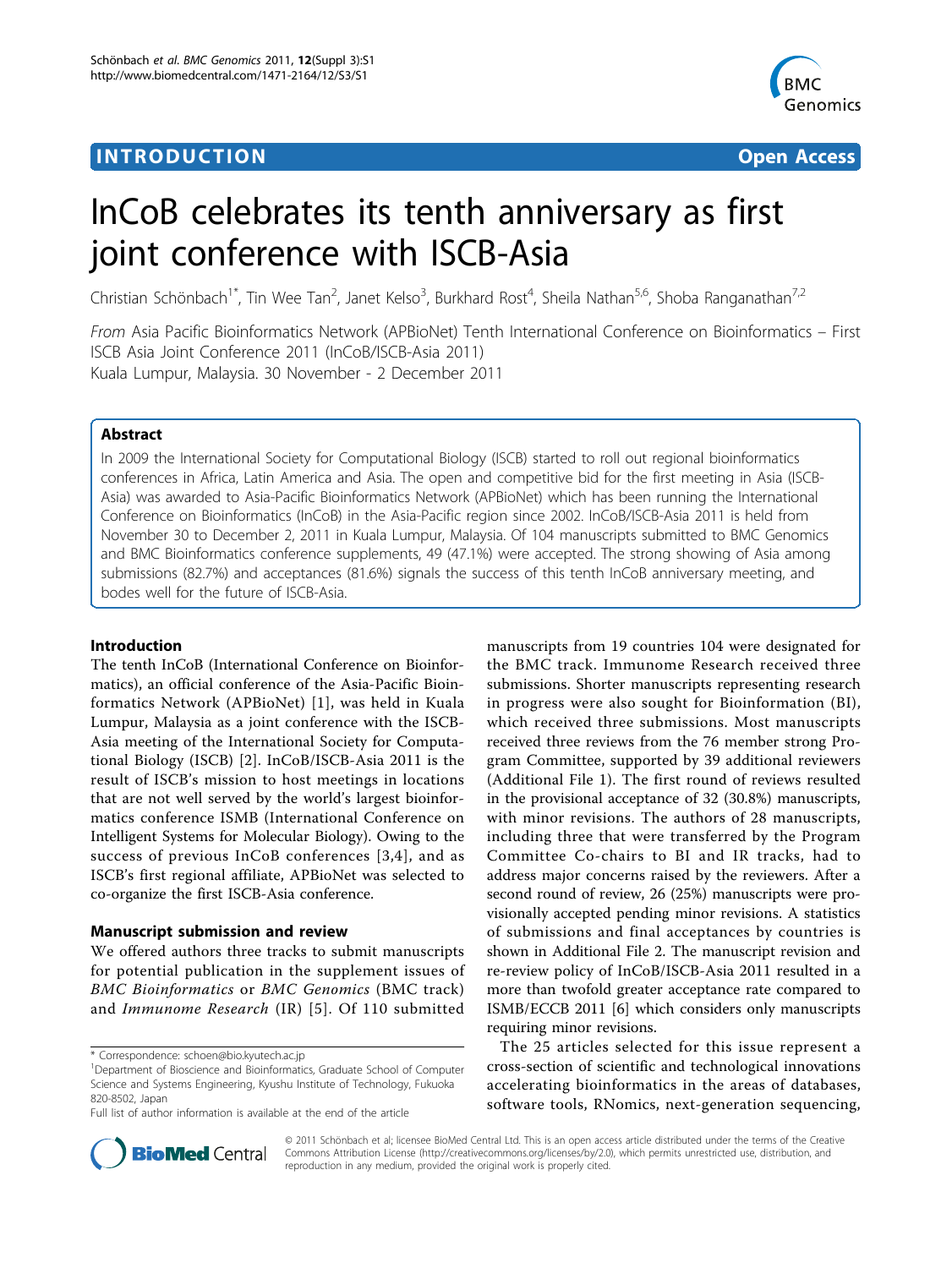INTRODUCTION Open Access

# InCoB celebrates its tenth anniversary as first joint conference with ISCB-Asia

Christian Schönbach[1*], Tin Wee Tan[2], Janet Kelso[3], Burkhard Rost[4], Sheila Nathan[5,6], Shoba Ranganathan[7,2]

*From* Asia Pacific Bioinformatics Network (APBioNet) Tenth International Conference on Bioinformatics – First ISCB Asia Joint Conference 2011 (InCoB/ISCB-Asia 2011)
Kuala Lumpur, Malaysia. 30 November - 2 December 2011

## Abstract

In 2009 the International Society for Computational Biology (ISCB) started to roll out regional bioinformatics conferences in Africa, Latin America and Asia. The open and competitive bid for the first meeting in Asia (ISCB-Asia) was awarded to Asia-Pacific Bioinformatics Network (APBioNet) which has been running the International Conference on Bioinformatics (InCoB) in the Asia-Pacific region since 2002. InCoB/ISCB-Asia 2011 is held from November 30 to December 2, 2011 in Kuala Lumpur, Malaysia. Of 104 manuscripts submitted to BMC Genomics and BMC Bioinformatics conference supplements, 49 (47.1%) were accepted. The strong showing of Asia among submissions (82.7%) and acceptances (81.6%) signals the success of this tenth InCoB anniversary meeting, and bodes well for the future of ISCB-Asia.

## Introduction

The tenth InCoB (International Conference on Bioinformatics), an official conference of the Asia-Pacific Bioinformatics Network (APBioNet) [1], was held in Kuala Lumpur, Malaysia as a joint conference with the ISCB-Asia meeting of the International Society for Computational Biology (ISCB) [2]. InCoB/ISCB-Asia 2011 is the result of ISCB's mission to host meetings in locations that are not well served by the world's largest bioinformatics conference ISMB (International Conference on Intelligent Systems for Molecular Biology). Owing to the success of previous InCoB conferences [3,4], and as ISCB's first regional affiliate, APBioNet was selected to co-organize the first ISCB-Asia conference.

## Manuscript submission and review

We offered authors three tracks to submit manuscripts for potential publication in the supplement issues of *BMC Bioinformatics* or *BMC Genomics* (BMC track) and *Immunome Research* (IR) [5]. Of 110 submitted manuscripts from 19 countries 104 were designated for the BMC track. Immunome Research received three submissions. Shorter manuscripts representing research in progress were also sought for Bioinformation (BI), which received three submissions. Most manuscripts received three reviews from the 76 member strong Program Committee, supported by 39 additional reviewers (Additional File 1). The first round of reviews resulted in the provisional acceptance of 32 (30.8%) manuscripts, with minor revisions. The authors of 28 manuscripts, including three that were transferred by the Program Committee Co-chairs to BI and IR tracks, had to address major concerns raised by the reviewers. After a second round of review, 26 (25%) manuscripts were provisionally accepted pending minor revisions. A statistics of submissions and final acceptances by countries is shown in Additional File 2. The manuscript revision and re-review policy of InCoB/ISCB-Asia 2011 resulted in a more than twofold greater acceptance rate compared to ISMB/ECCB 2011 [6] which considers only manuscripts requiring minor revisions.

The 25 articles selected for this issue represent a cross-section of scientific and technological innovations accelerating bioinformatics in the areas of databases, software tools, RNomics, next-generation sequencing,

\* Correspondence: schoen@bio.kyutech.ac.jp
[1]Department of Bioscience and Bioinformatics, Graduate School of Computer Science and Systems Engineering, Kyushu Institute of Technology, Fukuoka 820-8502, Japan
Full list of author information is available at the end of the article

© 2011 Schönbach et al; licensee BioMed Central Ltd. This is an open access article distributed under the terms of the Creative Commons Attribution License (http://creativecommons.org/licenses/by/2.0), which permits unrestricted use, distribution, and reproduction in any medium, provided the original work is properly cited.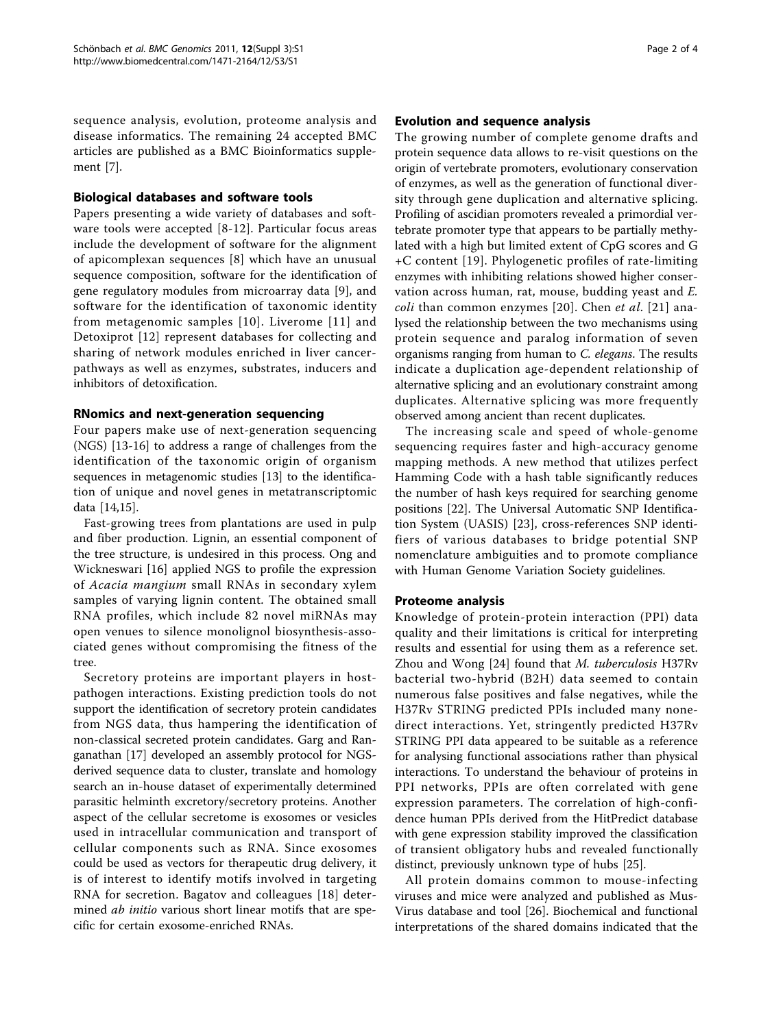sequence analysis, evolution, proteome analysis and disease informatics. The remaining 24 accepted BMC articles are published as a BMC Bioinformatics supplement [7].

## Biological databases and software tools

Papers presenting a wide variety of databases and software tools were accepted [8-12]. Particular focus areas include the development of software for the alignment of apicomplexan sequences [8] which have an unusual sequence composition, software for the identification of gene regulatory modules from microarray data [9], and software for the identification of taxonomic identity from metagenomic samples [10]. Liverome [11] and Detoxiprot [12] represent databases for collecting and sharing of network modules enriched in liver cancer-pathways as well as enzymes, substrates, inducers and inhibitors of detoxification.

## RNomics and next-generation sequencing

Four papers make use of next-generation sequencing (NGS) [13-16] to address a range of challenges from the identification of the taxonomic origin of organism sequences in metagenomic studies [13] to the identification of unique and novel genes in metatranscriptomic data [14,15].

Fast-growing trees from plantations are used in pulp and fiber production. Lignin, an essential component of the tree structure, is undesired in this process. Ong and Wickneswari [16] applied NGS to profile the expression of *Acacia mangium* small RNAs in secondary xylem samples of varying lignin content. The obtained small RNA profiles, which include 82 novel miRNAs may open venues to silence monolignol biosynthesis-associated genes without compromising the fitness of the tree.

Secretory proteins are important players in host-pathogen interactions. Existing prediction tools do not support the identification of secretory protein candidates from NGS data, thus hampering the identification of non-classical secreted protein candidates. Garg and Ranganathan [17] developed an assembly protocol for NGS-derived sequence data to cluster, translate and homology search an in-house dataset of experimentally determined parasitic helminth excretory/secretory proteins. Another aspect of the cellular secretome is exosomes or vesicles used in intracellular communication and transport of cellular components such as RNA. Since exosomes could be used as vectors for therapeutic drug delivery, it is of interest to identify motifs involved in targeting RNA for secretion. Bagatov and colleagues [18] determined *ab initio* various short linear motifs that are specific for certain exosome-enriched RNAs.

## Evolution and sequence analysis

The growing number of complete genome drafts and protein sequence data allows to re-visit questions on the origin of vertebrate promoters, evolutionary conservation of enzymes, as well as the generation of functional diversity through gene duplication and alternative splicing. Profiling of ascidian promoters revealed a primordial vertebrate promoter type that appears to be partially methylated with a high but limited extent of CpG scores and G+C content [19]. Phylogenetic profiles of rate-limiting enzymes with inhibiting relations showed higher conservation across human, rat, mouse, budding yeast and *E. coli* than common enzymes [20]. Chen *et al.* [21] analysed the relationship between the two mechanisms using protein sequence and paralog information of seven organisms ranging from human to *C. elegans*. The results indicate a duplication age-dependent relationship of alternative splicing and an evolutionary constraint among duplicates. Alternative splicing was more frequently observed among ancient than recent duplicates.

The increasing scale and speed of whole-genome sequencing requires faster and high-accuracy genome mapping methods. A new method that utilizes perfect Hamming Code with a hash table significantly reduces the number of hash keys required for searching genome positions [22]. The Universal Automatic SNP Identification System (UASIS) [23], cross-references SNP identifiers of various databases to bridge potential SNP nomenclature ambiguities and to promote compliance with Human Genome Variation Society guidelines.

## Proteome analysis

Knowledge of protein-protein interaction (PPI) data quality and their limitations is critical for interpreting results and essential for using them as a reference set. Zhou and Wong [24] found that *M. tuberculosis* H37Rv bacterial two-hybrid (B2H) data seemed to contain numerous false positives and false negatives, while the H37Rv STRING predicted PPIs included many none-direct interactions. Yet, stringently predicted H37Rv STRING PPI data appeared to be suitable as a reference for analysing functional associations rather than physical interactions. To understand the behaviour of proteins in PPI networks, PPIs are often correlated with gene expression parameters. The correlation of high-confidence human PPIs derived from the HitPredict database with gene expression stability improved the classification of transient obligatory hubs and revealed functionally distinct, previously unknown type of hubs [25].

All protein domains common to mouse-infecting viruses and mice were analyzed and published as MusVirus database and tool [26]. Biochemical and functional interpretations of the shared domains indicated that the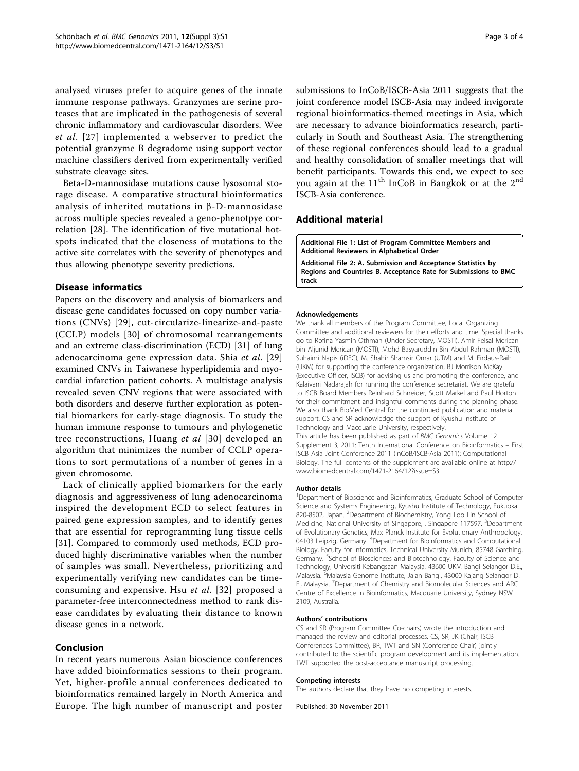analysed viruses prefer to acquire genes of the innate immune response pathways. Granzymes are serine proteases that are implicated in the pathogenesis of several chronic inflammatory and cardiovascular disorders. Wee *et al*. [27] implemented a webserver to predict the potential granzyme B degradome using support vector machine classifiers derived from experimentally verified substrate cleavage sites.

Beta-D-mannosidase mutations cause lysosomal storage disease. A comparative structural bioinformatics analysis of inherited mutations in β-D-mannosidase across multiple species revealed a geno-phenotpye correlation [28]. The identification of five mutational hotspots indicated that the closeness of mutations to the active site correlates with the severity of phenotypes and thus allowing phenotype severity predictions.

## Disease informatics

Papers on the discovery and analysis of biomarkers and disease gene candidates focussed on copy number variations (CNVs) [29], cut-circularize-linearize-and-paste (CCLP) models [30] of chromosomal rearrangements and an extreme class-discrimination (ECD) [31] of lung adenocarcinoma gene expression data. Shia *et al*. [29] examined CNVs in Taiwanese hyperlipidemia and myocardial infarction patient cohorts. A multistage analysis revealed seven CNV regions that were associated with both disorders and deserve further exploration as potential biomarkers for early-stage diagnosis. To study the human immune response to tumours and phylogenetic tree reconstructions, Huang *et al* [30] developed an algorithm that minimizes the number of CCLP operations to sort permutations of a number of genes in a given chromosome.

Lack of clinically applied biomarkers for the early diagnosis and aggressiveness of lung adenocarcinoma inspired the development ECD to select features in paired gene expression samples, and to identify genes that are essential for reprogramming lung tissue cells [31]. Compared to commonly used methods, ECD produced highly discriminative variables when the number of samples was small. Nevertheless, prioritizing and experimentally verifying new candidates can be time-consuming and expensive. Hsu *et al*. [32] proposed a parameter-free interconnectedness method to rank disease candidates by evaluating their distance to known disease genes in a network.

## Conclusion

In recent years numerous Asian bioscience conferences have added bioinformatics sessions to their program. Yet, higher-profile annual conferences dedicated to bioinformatics remained largely in North America and Europe. The high number of manuscript and poster submissions to InCoB/ISCB-Asia 2011 suggests that the joint conference model ISCB-Asia may indeed invigorate regional bioinformatics-themed meetings in Asia, which are necessary to advance bioinformatics research, particularly in South and Southeast Asia. The strengthening of these regional conferences should lead to a gradual and healthy consolidation of smaller meetings that will benefit participants. Towards this end, we expect to see you again at the 11[th] InCoB in Bangkok or at the 2[nd] ISCB-Asia conference.

## Additional material

**Additional File 1: List of Program Committee Members and Additional Reviewers in Alphabetical Order**

**Additional File 2: A. Submission and Acceptance Statistics by Regions and Countries B. Acceptance Rate for Submissions to BMC track**

#### Acknowledgements

We thank all members of the Program Committee, Local Organizing Committee and additional reviewers for their efforts and time. Special thanks go to Rofina Yasmin Othman (Under Secretary, MOSTI), Amir Feisal Merican bin Aljunid Merican (MOSTI), Mohd Basyaruddin Bin Abdul Rahman (MOSTI), Suhaimi Napis (iDEC), M. Shahir Shamsir Omar (UTM) and M. Firdaus-Raih (UKM) for supporting the conference organization, BJ Morrison McKay (Executive Officer, ISCB) for advising us and promoting the conference, and Kalaivani Nadarajah for running the conference secretariat. We are grateful to ISCB Board Members Reinhard Schneider, Scott Markel and Paul Horton for their commitment and insightful comments during the planning phase. We also thank BioMed Central for the continued publication and material support. CS and SR acknowledge the support of Kyushu Institute of Technology and Macquarie University, respectively.

This article has been published as part of *BMC Genomics* Volume 12 Supplement 3, 2011: Tenth International Conference on Bioinformatics – First ISCB Asia Joint Conference 2011 (InCoB/ISCB-Asia 2011): Computational Biology. The full contents of the supplement are available online at http://www.biomedcentral.com/1471-2164/12?issue=S3.

#### Author details

[1]Department of Bioscience and Bioinformatics, Graduate School of Computer Science and Systems Engineering, Kyushu Institute of Technology, Fukuoka 820-8502, Japan. [2]Department of Biochemistry, Yong Loo Lin School of Medicine, National University of Singapore, , Singapore 117597. [3]Department of Evolutionary Genetics, Max Planck Institute for Evolutionary Anthropology, 04103 Leipzig, Germany. [4]Department for Bioinformatics and Computational Biology, Faculty for Informatics, Technical University Munich, 85748 Garching, Germany. [5]School of Biosciences and Biotechnology, Faculty of Science and Technology, Universiti Kebangsaan Malaysia, 43600 UKM Bangi Selangor D.E., Malaysia. [6]Malaysia Genome Institute, Jalan Bangi, 43000 Kajang Selangor D. E., Malaysia. [7]Department of Chemistry and Biomolecular Sciences and ARC Centre of Excellence in Bioinformatics, Macquarie University, Sydney NSW 2109, Australia.

#### Authors' contributions

CS and SR (Program Committee Co-chairs) wrote the introduction and managed the review and editorial processes. CS, SR, JK (Chair, ISCB Conferences Committee), BR, TWT and SN (Conference Chair) jointly contributed to the scientific program development and its implementation. TWT supported the post-acceptance manuscript processing.

#### Competing interests

The authors declare that they have no competing interests.

Published: 30 November 2011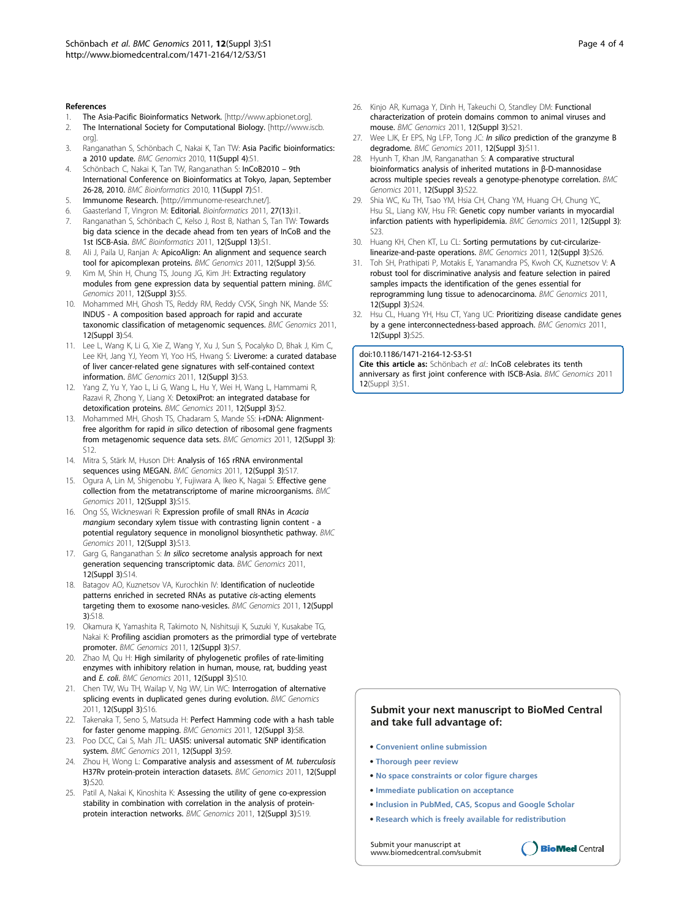## References

1. The Asia-Pacific Bioinformatics Network. [http://www.apbionet.org].
2. The International Society for Computational Biology. [http://www.iscb.org].
3. Ranganathan S, Schönbach C, Nakai K, Tan TW: **Asia Pacific bioinformatics: a 2010 update.** *BMC Genomics* 2010, **11(Suppl 4)**:S1.
4. Schönbach C, Nakai K, Tan TW, Ranganathan S: **InCoB2010 – 9th International Conference on Bioinformatics at Tokyo, Japan, September 26-28, 2010.** *BMC Bioinformatics* 2010, **11(Suppl 7)**:S1.
5. Immunome Research. [http://immunome-research.net/].
6. Gaasterland T, Vingron M: **Editorial.** *Bioinformatics* 2011, **27(13)**:i1.
7. Ranganathan S, Schönbach C, Kelso J, Rost B, Nathan S, Tan TW: **Towards big data science in the decade ahead from ten years of InCoB and the 1st ISCB-Asia.** *BMC Bioinformatics* 2011, **12(Suppl 13)**:S1.
8. Ali J, Paila U, Ranjan A: **ApicoAlign: An alignment and sequence search tool for apicomplexan proteins.** *BMC Genomics* 2011, **12(Suppl 3)**:S6.
9. Kim M, Shin H, Chung TS, Joung JG, Kim JH: **Extracting regulatory modules from gene expression data by sequential pattern mining.** *BMC Genomics* 2011, **12(Suppl 3)**:S5.
10. Mohammed MH, Ghosh TS, Reddy RM, Reddy CVSK, Singh NK, Mande SS: **INDUS - A composition based approach for rapid and accurate taxonomic classification of metagenomic sequences.** *BMC Genomics* 2011, **12(Suppl 3)**:S4.
11. Lee L, Wang K, Li G, Xie Z, Wang Y, Xu J, Sun S, Pocalyko D, Bhak J, Kim C, Lee KH, Jang YJ, Yeom YI, Yoo HS, Hwang S: **Liverome: a curated database of liver cancer-related gene signatures with self-contained context information.** *BMC Genomics* 2011, **12(Suppl 3)**:S3.
12. Yang Z, Yu Y, Yao L, Li G, Wang L, Hu Y, Wei H, Wang L, Hammami R, Razavi R, Zhong Y, Liang X: **DetoxiProt: an integrated database for detoxification proteins.** *BMC Genomics* 2011, **12(Suppl 3)**:S2.
13. Mohammed MH, Ghosh TS, Chadaram S, Mande SS: **i-rDNA: Alignment-free algorithm for rapid *in silico* detection of ribosomal gene fragments from metagenomic sequence data sets.** *BMC Genomics* 2011, **12(Suppl 3)**:S12.
14. Mitra S, Stärk M, Huson DH: **Analysis of 16S rRNA environmental sequences using MEGAN.** *BMC Genomics* 2011, **12(Suppl 3)**:S17.
15. Ogura A, Lin M, Shigenobu Y, Fujiwara A, Ikeo K, Nagai S: **Effective gene collection from the metatranscriptome of marine microorganisms.** *BMC Genomics* 2011, **12(Suppl 3)**:S15.
16. Ong SS, Wickneswari R: **Expression profile of small RNAs in *Acacia mangium* secondary xylem tissue with contrasting lignin content - a potential regulatory sequence in monolignol biosynthetic pathway.** *BMC Genomics* 2011, **12(Suppl 3)**:S13.
17. Garg G, Ranganathan S: ***In silico* secretome analysis approach for next generation sequencing transcriptomic data.** *BMC Genomics* 2011, **12(Suppl 3)**:S14.
18. Batagov AO, Kuznetsov VA, Kurochkin IV: **Identification of nucleotide patterns enriched in secreted RNAs as putative *cis*-acting elements targeting them to exosome nano-vesicles.** *BMC Genomics* 2011, **12(Suppl 3)**:S18.
19. Okamura K, Yamashita R, Takimoto N, Nishitsuji K, Suzuki Y, Kusakabe TG, Nakai K: **Profiling ascidian promoters as the primordial type of vertebrate promoter.** *BMC Genomics* 2011, **12(Suppl 3)**:S7.
20. Zhao M, Qu H: **High similarity of phylogenetic profiles of rate-limiting enzymes with inhibitory relation in human, mouse, rat, budding yeast and *E. coli*.** *BMC Genomics* 2011, **12(Suppl 3)**:S10.
21. Chen TW, Wu TH, Wailap V, Ng WV, Lin WC: **Interrogation of alternative splicing events in duplicated genes during evolution.** *BMC Genomics* 2011, **12(Suppl 3)**:S16.
22. Takenaka T, Seno S, Matsuda H: **Perfect Hamming code with a hash table for faster genome mapping.** *BMC Genomics* 2011, **12(Suppl 3)**:S8.
23. Poo DCC, Cai S, Mah JTL: **UASIS: universal automatic SNP identification system.** *BMC Genomics* 2011, **12(Suppl 3)**:S9.
24. Zhou H, Wong L: **Comparative analysis and assessment of *M. tuberculosis* H37Rv protein-protein interaction datasets.** *BMC Genomics* 2011, **12(Suppl 3)**:S20.
25. Patil A, Nakai K, Kinoshita K: **Assessing the utility of gene co-expression stability in combination with correlation in the analysis of protein-protein interaction networks.** *BMC Genomics* 2011, **12(Suppl 3)**:S19.
26. Kinjo AR, Kumaga Y, Dinh H, Takeuchi O, Standley DM: **Functional characterization of protein domains common to animal viruses and mouse.** *BMC Genomics* 2011, **12(Suppl 3)**:S21.
27. Wee LJK, Er EPS, Ng LFP, Tong JC: ***In silico* prediction of the granzyme B degradome.** *BMC Genomics* 2011, **12(Suppl 3)**:S11.
28. Hyunh T, Khan JM, Ranganathan S: **A comparative structural bioinformatics analysis of inherited mutations in β-D-mannosidase across multiple species reveals a genotype-phenotype correlation.** *BMC Genomics* 2011, **12(Suppl 3)**:S22.
29. Shia WC, Ku TH, Tsao YM, Hsia CH, Chang YM, Huang CH, Chung YC, Hsu SL, Liang KW, Hsu FR: **Genetic copy number variants in myocardial infarction patients with hyperlipidemia.** *BMC Genomics* 2011, **12(Suppl 3)**:S23.
30. Huang KH, Chen KT, Lu CL: **Sorting permutations by cut-circularize-linearize-and-paste operations.** *BMC Genomics* 2011, **12(Suppl 3)**:S26.
31. Toh SH, Prathipati P, Motakis E, Yanamandra PS, Kwoh CK, Kuznetsov V: **A robust tool for discriminative analysis and feature selection in paired samples impacts the identification of the genes essential for reprogramming lung tissue to adenocarcinoma.** *BMC Genomics* 2011, **12(Suppl 3)**:S24.
32. Hsu CL, Huang YH, Hsu CT, Yang UC: **Prioritizing disease candidate genes by a gene interconnectedness-based approach.** *BMC Genomics* 2011, **12(Suppl 3)**:S25.

doi:10.1186/1471-2164-12-S3-S1

**Cite this article as:** Schönbach *et al.*: InCoB celebrates its tenth anniversary as first joint conference with ISCB-Asia. *BMC Genomics* 2011 12(Suppl 3):S1.

**Submit your next manuscript to BioMed Central and take full advantage of:**

- **Convenient online submission**
- **Thorough peer review**
- **No space constraints or color figure charges**
- **Immediate publication on acceptance**
- **Inclusion in PubMed, CAS, Scopus and Google Scholar**
- **Research which is freely available for redistribution**

Submit your manuscript at www.biomedcentral.com/submit

BioMed Central